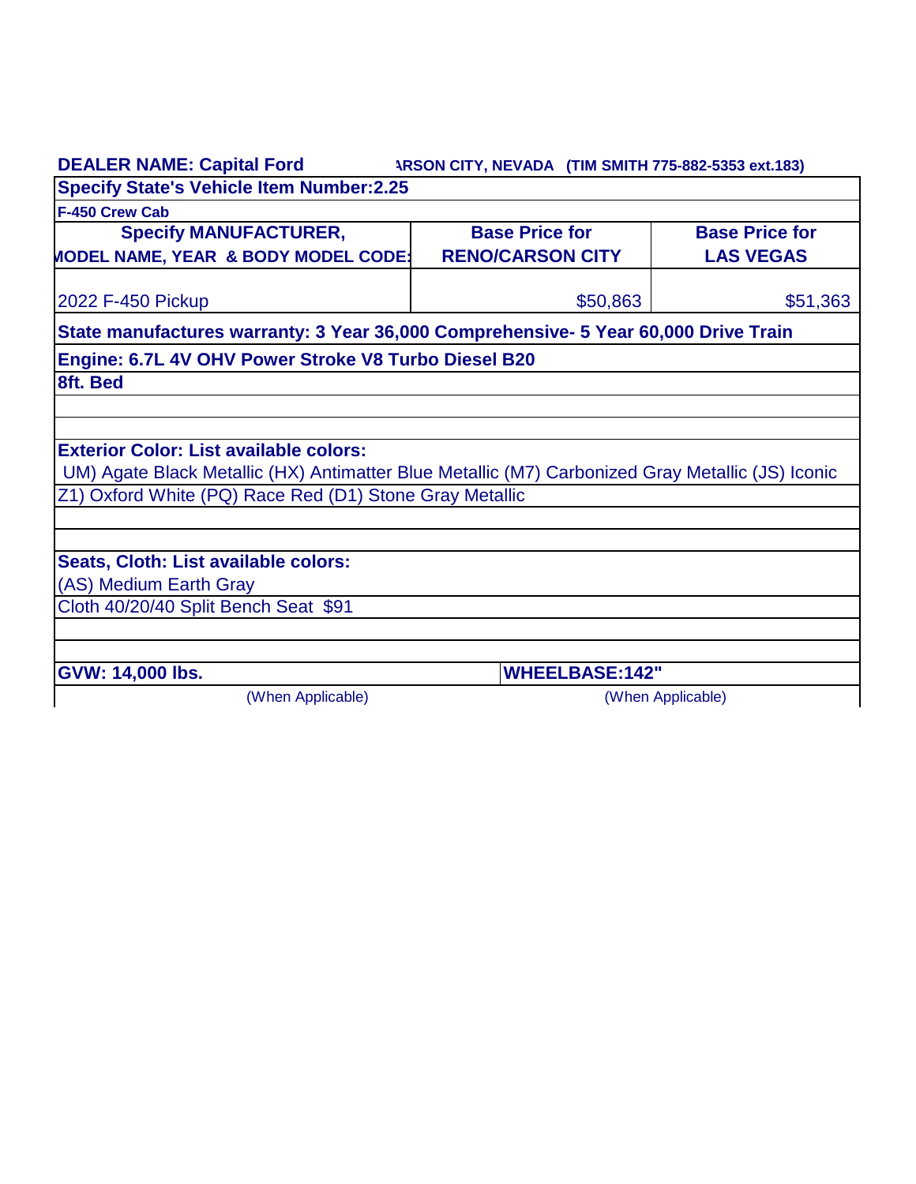**DEALER NAME: Capital Ford** **ARSON CITY, NEVADA (TIM SMITH 775-882-5353 ext.183)**

**Specify State's Vehicle Item Number:2.25**

**F-450 Crew Cab**

| Specify MANUFACTURER, MODEL NAME, YEAR & BODY MODEL CODE: | Base Price for RENO/CARSON CITY | Base Price for LAS VEGAS |
|---|---|---|
| 2022 F-450 Pickup | $50,863 | $51,363 |

**State manufactures warranty: 3 Year 36,000 Comprehensive- 5 Year 60,000 Drive Train**

**Engine: 6.7L 4V OHV Power Stroke V8 Turbo Diesel B20**

**8ft. Bed**

**Exterior Color: List available colors:**

UM) Agate Black Metallic (HX) Antimatter Blue Metallic (M7) Carbonized Gray Metallic (JS) Iconic
Z1) Oxford White (PQ) Race Red (D1) Stone Gray Metallic

**Seats, Cloth: List available colors:**

(AS) Medium Earth Gray

Cloth 40/20/40 Split Bench Seat $91

| GVW: 14,000 lbs. | WHEELBASE:142" |
|---|---|
| (When Applicable) | (When Applicable) |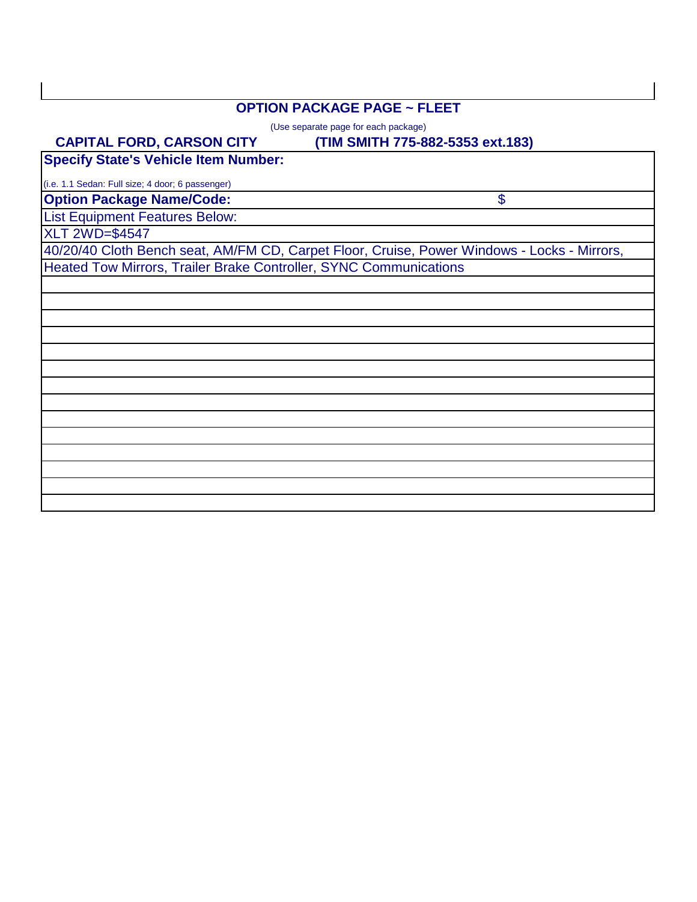## OPTION PACKAGE PAGE ~ FLEET

(Use separate page for each package)

**CAPITAL FORD, CARSON CITY** **(TIM SMITH 775-882-5353 ext.183)**

| **Specify State's Vehicle Item Number:** | |
|---|---|
| (i.e. 1.1 Sedan: Full size; 4 door; 6 passenger) | |
| **Option Package Name/Code:** | $ |
| List Equipment Features Below: | |
| XLT 2WD=$4547 | |
| 40/20/40 Cloth Bench seat, AM/FM CD, Carpet Floor, Cruise, Power Windows - Locks - Mirrors, | |
| Heated Tow Mirrors, Trailer Brake Controller, SYNC Communications | |
| | |
| | |
| | |
| | |
| | |
| | |
| | |
| | |
| | |
| | |
| | |
| | |
| | |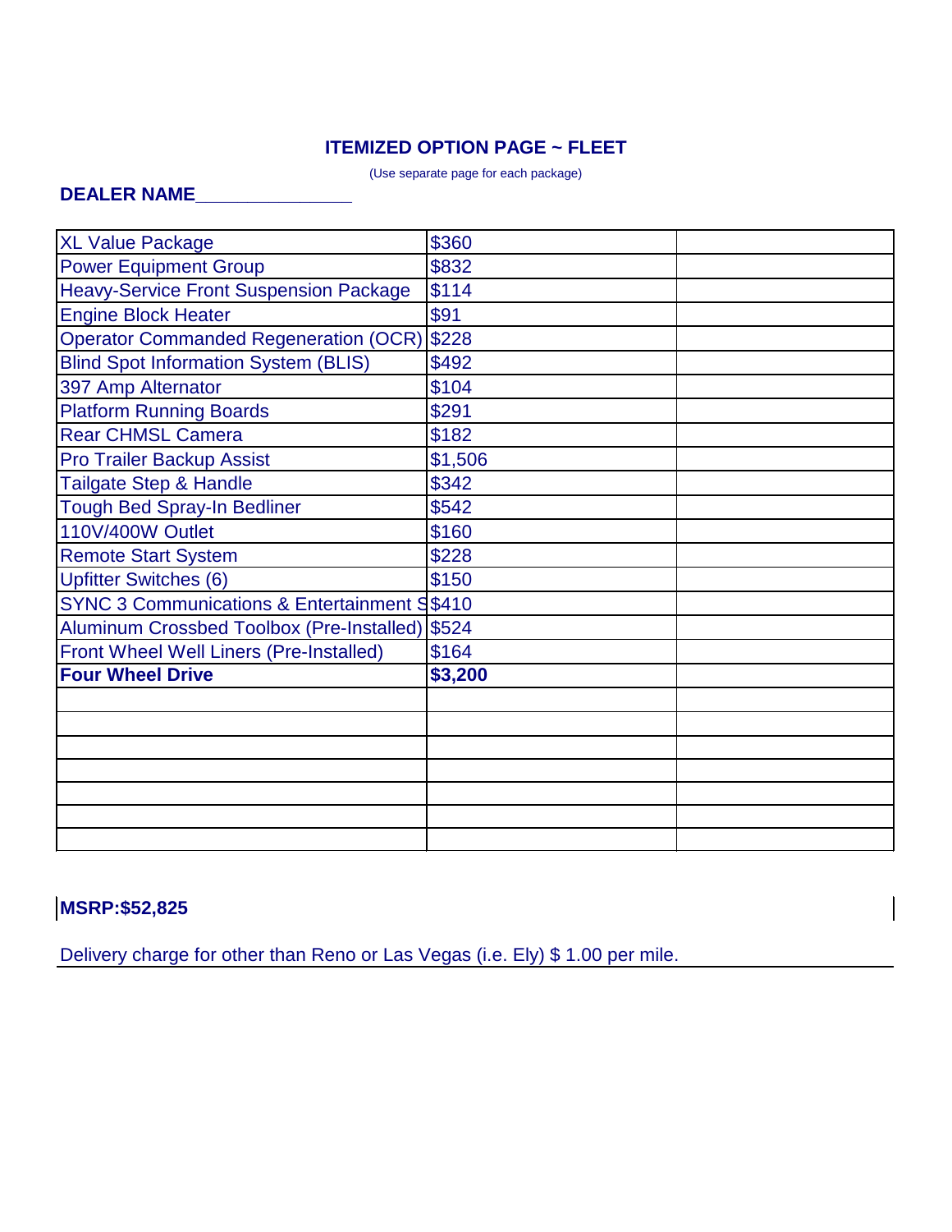## ITEMIZED OPTION PAGE ~ FLEET

(Use separate page for each package)

**DEALER NAME**_______________

| | | |
|---|---|---|
| XL Value Package | $360 | |
| Power Equipment Group | $832 | |
| Heavy-Service Front Suspension Package | $114 | |
| Engine Block Heater | $91 | |
| Operator Commanded Regeneration (OCR) | $228 | |
| Blind Spot Information System (BLIS) | $492 | |
| 397 Amp Alternator | $104 | |
| Platform Running Boards | $291 | |
| Rear CHMSL Camera | $182 | |
| Pro Trailer Backup Assist | $1,506 | |
| Tailgate Step & Handle | $342 | |
| Tough Bed Spray-In Bedliner | $542 | |
| 110V/400W Outlet | $160 | |
| Remote Start System | $228 | |
| Upfitter Switches (6) | $150 | |
| SYNC 3 Communications & Entertainment S | $410 | |
| Aluminum Crossbed Toolbox (Pre-Installed) | $524 | |
| Front Wheel Well Liners (Pre-Installed) | $164 | |
| **Four Wheel Drive** | **$3,200** | |
| | | |
| | | |
| | | |
| | | |
| | | |
| | | |
| | | |

**MSRP:$52,825**

Delivery charge for other than Reno or Las Vegas (i.e. Ely) $ 1.00 per mile.